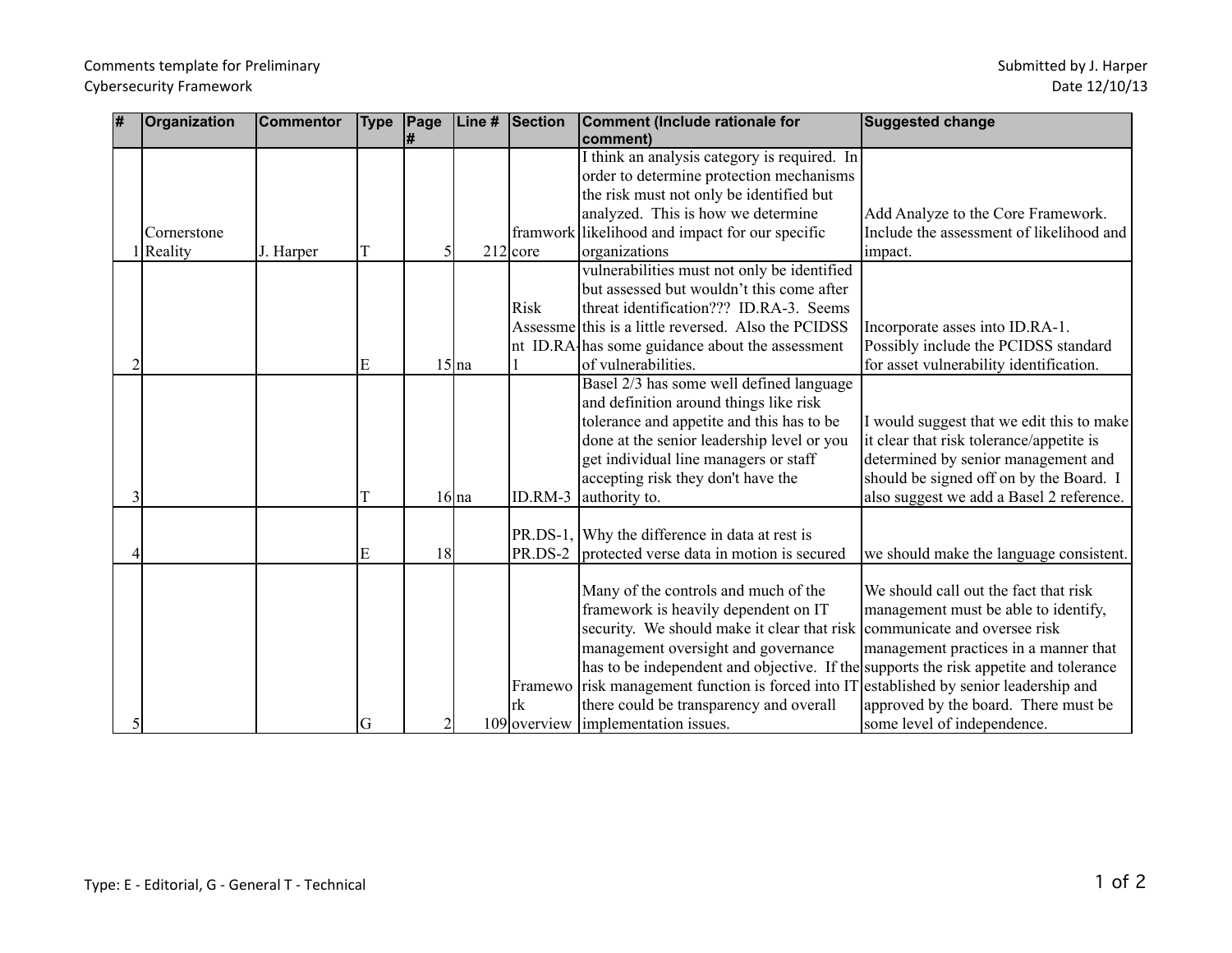Comments template for Preliminary Cybersecurity Framework

Submitted by J. Harper
Date 12/10/13

| # | Organization | Commentor | Type | Page # | Line # | Section | Comment (Include rationale for comment) | Suggested change |
|---|---|---|---|---|---|---|---|---|
| 1 | Cornerstone Reality | J. Harper | T | 5 | 212 | framwork core | I think an analysis category is required. In order to determine protection mechanisms the risk must not only be identified but analyzed. This is how we determine likelihood and impact for our specific organizations | Add Analyze to the Core Framework. Include the assessment of likelihood and impact. |
| 2 | | | E | 15 | na | Risk Assessment ID.RA-1 | vulnerabilities must not only be identified but assessed but wouldn't this come after threat identification??? ID.RA-3. Seems this is a little reversed. Also the PCIDSS has some guidance about the assessment of vulnerabilities. | Incorporate asses into ID.RA-1. Possibly include the PCIDSS standard for asset vulnerability identification. |
| 3 | | | T | 16 | na | ID.RM-3 | Basel 2/3 has some well defined language and definition around things like risk tolerance and appetite and this has to be done at the senior leadership level or you get individual line managers or staff accepting risk they don't have the authority to. | I would suggest that we edit this to make it clear that risk tolerance/appetite is determined by senior management and should be signed off on by the Board. I also suggest we add a Basel 2 reference. |
| 4 | | | E | 18 | | PR.DS-1, PR.DS-2 | Why the difference in data at rest is protected verse data in motion is secured | we should make the language consistent. |
| 5 | | | G | 2 | 109 | Framework overview | Many of the controls and much of the framework is heavily dependent on IT security. We should make it clear that risk management oversight and governance has to be independent and objective. If the risk management function is forced into IT there could be transparency and overall implementation issues. | We should call out the fact that risk management must be able to identify, communicate and oversee risk management practices in a manner that supports the risk appetite and tolerance established by senior leadership and approved by the board. There must be some level of independence. |

Type: E - Editorial, G - General T - Technical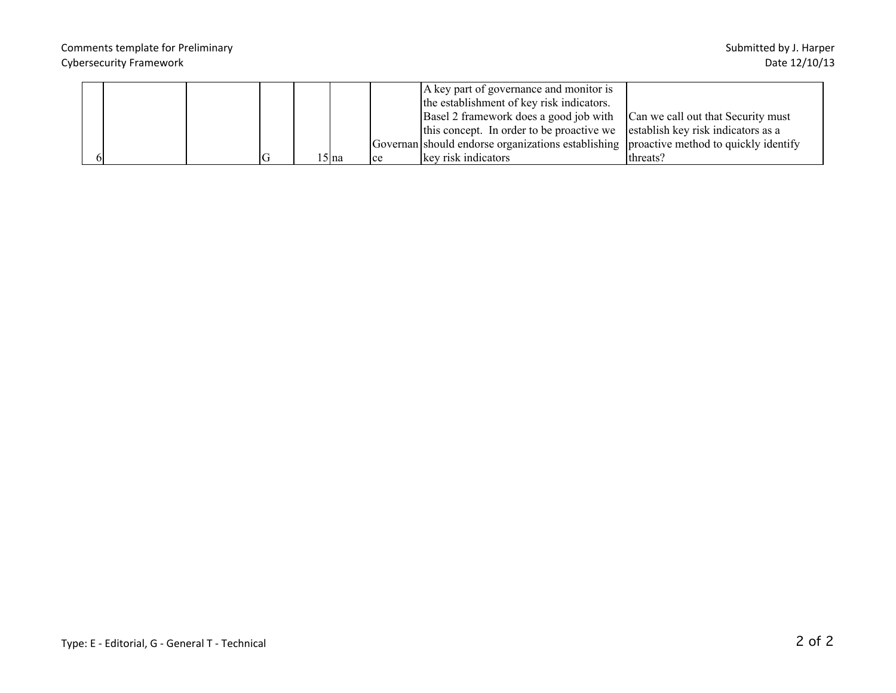| | | | | | | | | |
|---|---|---|---|---|---|---|---|---|
| 6 | | | G | 15 | na | Governance | A key part of governance and monitor is the establishment of key risk indicators. Basel 2 framework does a good job with this concept. In order to be proactive we should endorse organizations establishing key risk indicators | Can we call out that Security must establish key risk indicators as a proactive method to quickly identify threats? |

Type: E - Editorial, G - General T - Technical